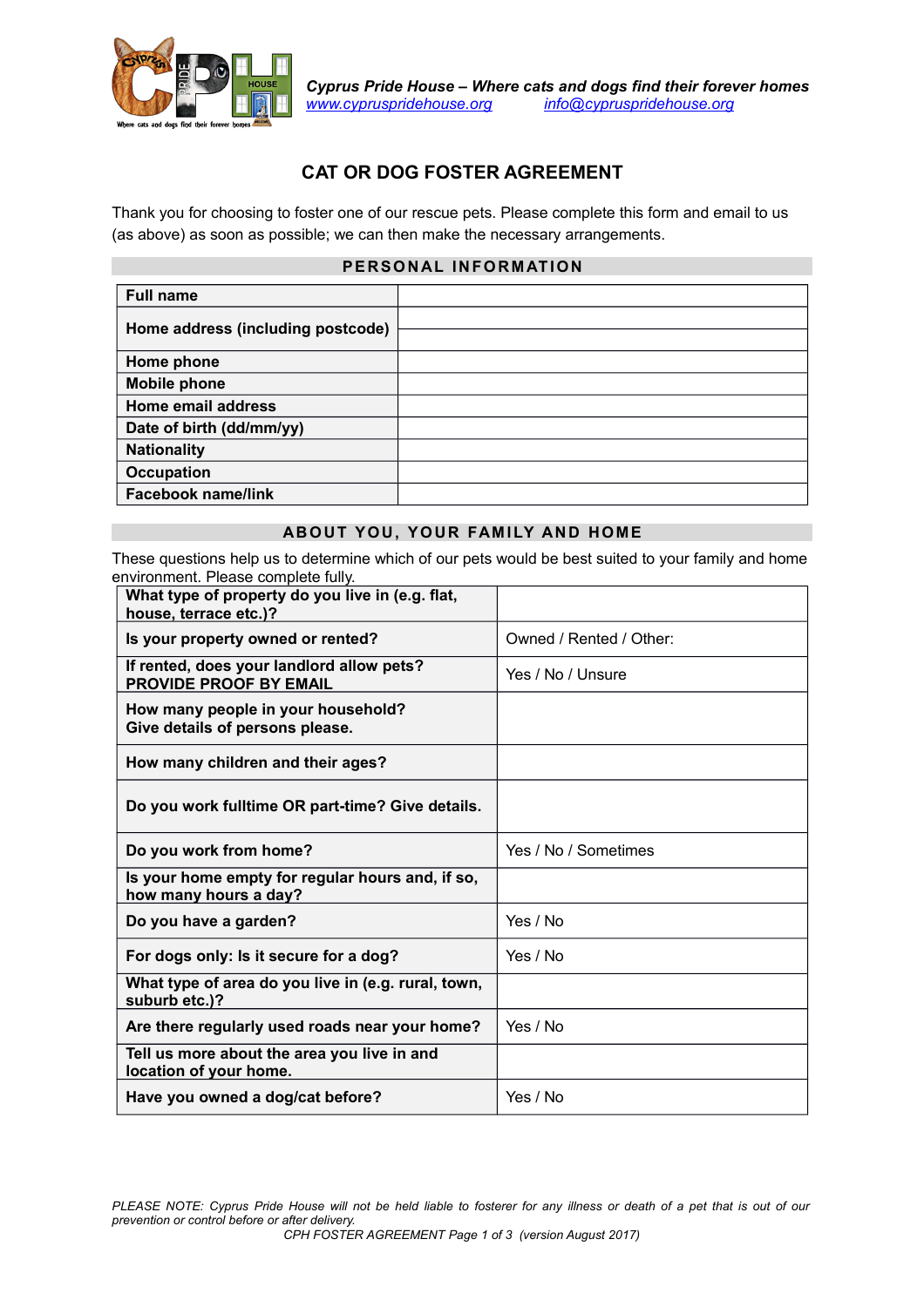*Cyprus Pride House – Where cats and dogs find their forever homes*
*www.cypruspridehouse.org* *info@cypruspridehouse.org*

# CAT OR DOG FOSTER AGREEMENT

Thank you for choosing to foster one of our rescue pets. Please complete this form and email to us (as above) as soon as possible; we can then make the necessary arrangements.

## PERSONAL INFORMATION

| | |
|---|---|
| **Full name** | |
| **Home address (including postcode)** | |
| **Home phone** | |
| **Mobile phone** | |
| **Home email address** | |
| **Date of birth (dd/mm/yy)** | |
| **Nationality** | |
| **Occupation** | |
| **Facebook name/link** | |

## ABOUT YOU, YOUR FAMILY AND HOME

These questions help us to determine which of our pets would be best suited to your family and home environment. Please complete fully.

| | |
|---|---|
| **What type of property do you live in (e.g. flat, house, terrace etc.)?** | |
| **Is your property owned or rented?** | Owned / Rented / Other: |
| **If rented, does your landlord allow pets? PROVIDE PROOF BY EMAIL** | Yes / No / Unsure |
| **How many people in your household? Give details of persons please.** | |
| **How many children and their ages?** | |
| **Do you work fulltime OR part-time? Give details.** | |
| **Do you work from home?** | Yes / No / Sometimes |
| **Is your home empty for regular hours and, if so, how many hours a day?** | |
| **Do you have a garden?** | Yes / No |
| **For dogs only: Is it secure for a dog?** | Yes / No |
| **What type of area do you live in (e.g. rural, town, suburb etc.)?** | |
| **Are there regularly used roads near your home?** | Yes / No |
| **Tell us more about the area you live in and location of your home.** | |
| **Have you owned a dog/cat before?** | Yes / No |

*PLEASE NOTE: Cyprus Pride House will not be held liable to fosterer for any illness or death of a pet that is out of our prevention or control before or after delivery.*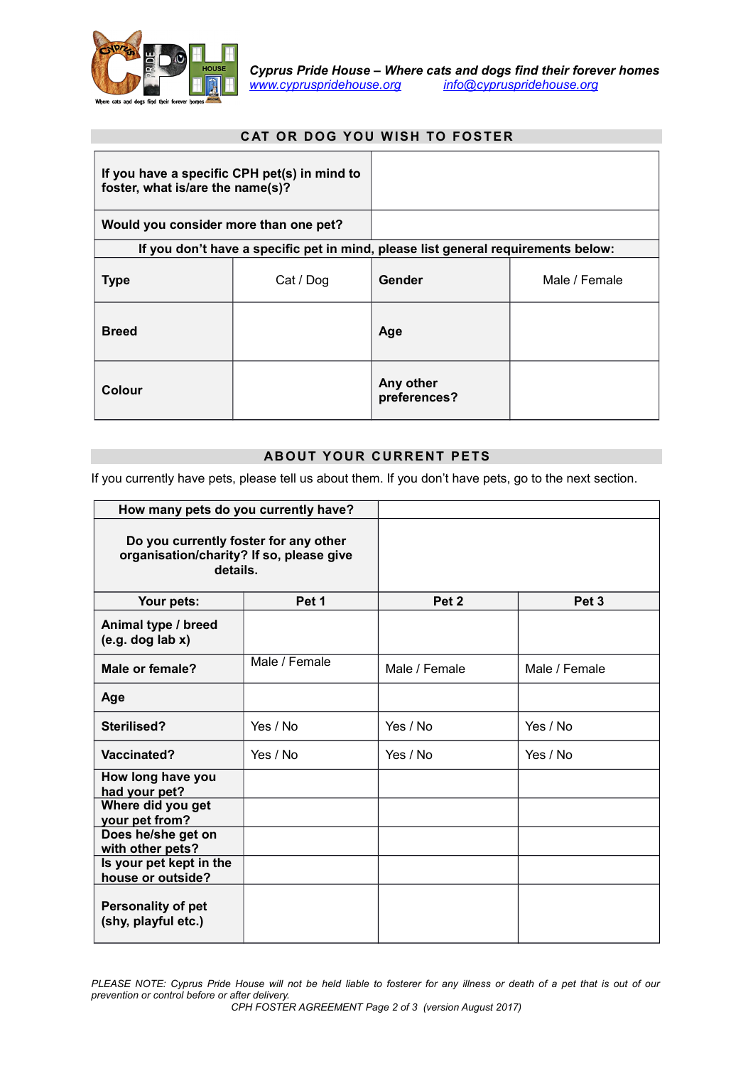*Cyprus Pride House – Where cats and dogs find their forever homes*
*www.cypruspridehouse.org* *info@cypruspridehouse.org*

## CAT OR DOG YOU WISH TO FOSTER

| | | | |
|---|---|---|---|
| **If you have a specific CPH pet(s) in mind to foster, what is/are the name(s)?** | | | |
| **Would you consider more than one pet?** | | | |
| **If you don't have a specific pet in mind, please list general requirements below:** | | | |
| **Type** | Cat / Dog | **Gender** | Male / Female |
| **Breed** | | **Age** | |
| **Colour** | | **Any other preferences?** | |

## ABOUT YOUR CURRENT PETS

If you currently have pets, please tell us about them. If you don't have pets, go to the next section.

| | | | |
|---|---|---|---|
| **How many pets do you currently have?** | | | |
| **Do you currently foster for any other organisation/charity? If so, please give details.** | | | |
| **Your pets:** | **Pet 1** | **Pet 2** | **Pet 3** |
| **Animal type / breed (e.g. dog lab x)** | | | |
| **Male or female?** | Male / Female | Male / Female | Male / Female |
| **Age** | | | |
| **Sterilised?** | Yes / No | Yes / No | Yes / No |
| **Vaccinated?** | Yes / No | Yes / No | Yes / No |
| **How long have you had your pet?** | | | |
| **Where did you get your pet from?** | | | |
| **Does he/she get on with other pets?** | | | |
| **Is your pet kept in the house or outside?** | | | |
| **Personality of pet (shy, playful etc.)** | | | |

*PLEASE NOTE: Cyprus Pride House will not be held liable to fosterer for any illness or death of a pet that is out of our prevention or control before or after delivery.*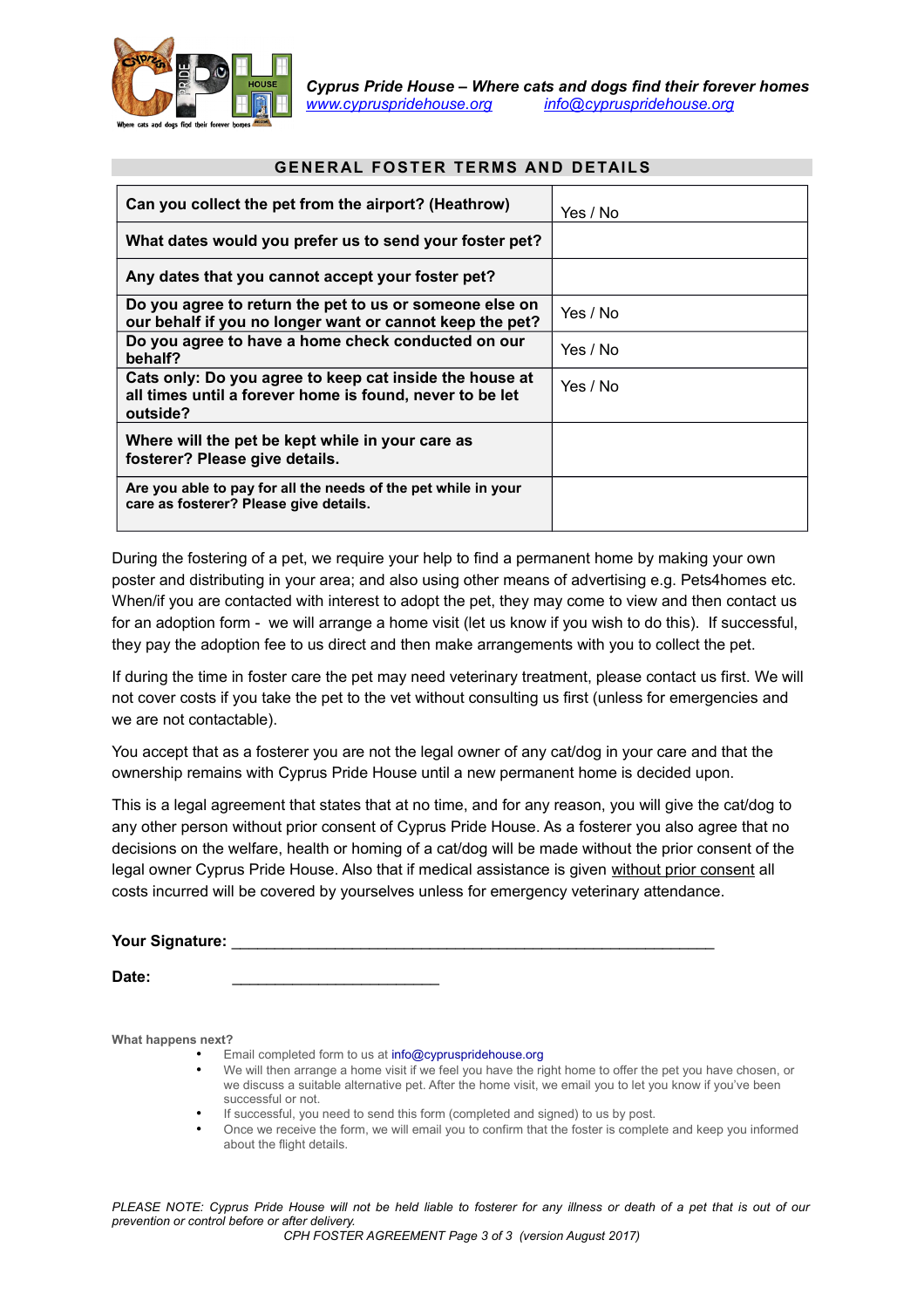*Cyprus Pride House – Where cats and dogs find their forever homes*
*www.cypruspridehouse.org* *info@cypruspridehouse.org*

## GENERAL FOSTER TERMS AND DETAILS

| | |
|---|---|
| **Can you collect the pet from the airport? (Heathrow)** | Yes / No |
| **What dates would you prefer us to send your foster pet?** | |
| **Any dates that you cannot accept your foster pet?** | |
| **Do you agree to return the pet to us or someone else on our behalf if you no longer want or cannot keep the pet?** | Yes / No |
| **Do you agree to have a home check conducted on our behalf?** | Yes / No |
| **Cats only: Do you agree to keep cat inside the house at all times until a forever home is found, never to be let outside?** | Yes / No |
| **Where will the pet be kept while in your care as fosterer? Please give details.** | |
| **Are you able to pay for all the needs of the pet while in your care as fosterer? Please give details.** | |

During the fostering of a pet, we require your help to find a permanent home by making your own poster and distributing in your area; and also using other means of advertising e.g. Pets4homes etc. When/if you are contacted with interest to adopt the pet, they may come to view and then contact us for an adoption form - we will arrange a home visit (let us know if you wish to do this). If successful, they pay the adoption fee to us direct and then make arrangements with you to collect the pet.

If during the time in foster care the pet may need veterinary treatment, please contact us first. We will not cover costs if you take the pet to the vet without consulting us first (unless for emergencies and we are not contactable).

You accept that as a fosterer you are not the legal owner of any cat/dog in your care and that the ownership remains with Cyprus Pride House until a new permanent home is decided upon.

This is a legal agreement that states that at no time, and for any reason, you will give the cat/dog to any other person without prior consent of Cyprus Pride House. As a fosterer you also agree that no decisions on the welfare, health or homing of a cat/dog will be made without the prior consent of the legal owner Cyprus Pride House. Also that if medical assistance is given without prior consent all costs incurred will be covered by yourselves unless for emergency veterinary attendance.

**Your Signature:** ________________________________________________________

**Date:** ________________________

**What happens next?**

- Email completed form to us at info@cypruspridehouse.org
- We will then arrange a home visit if we feel you have the right home to offer the pet you have chosen, or we discuss a suitable alternative pet. After the home visit, we email you to let you know if you've been successful or not.
- If successful, you need to send this form (completed and signed) to us by post.
- Once we receive the form, we will email you to confirm that the foster is complete and keep you informed about the flight details.

*PLEASE NOTE: Cyprus Pride House will not be held liable to fosterer for any illness or death of a pet that is out of our prevention or control before or after delivery.*

*CPH FOSTER AGREEMENT Page 3 of 3 (version August 2017)*